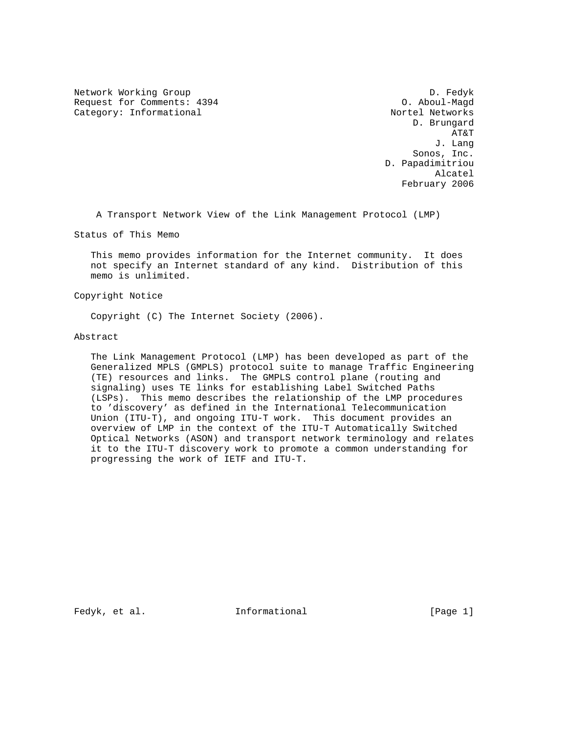Network Working Group D. Fedyk
Request for Comments: 4394 O. Aboul-Magd
Category: Informational Nortel Networks
D. Brungard
AT&T
J. Lang
Sonos, Inc.
D. Papadimitriou
Alcatel
February 2006

# A Transport Network View of the Link Management Protocol (LMP)

## Status of This Memo

This memo provides information for the Internet community. It does not specify an Internet standard of any kind. Distribution of this memo is unlimited.

## Copyright Notice

Copyright (C) The Internet Society (2006).

## Abstract

The Link Management Protocol (LMP) has been developed as part of the Generalized MPLS (GMPLS) protocol suite to manage Traffic Engineering (TE) resources and links. The GMPLS control plane (routing and signaling) uses TE links for establishing Label Switched Paths (LSPs). This memo describes the relationship of the LMP procedures to 'discovery' as defined in the International Telecommunication Union (ITU-T), and ongoing ITU-T work. This document provides an overview of LMP in the context of the ITU-T Automatically Switched Optical Networks (ASON) and transport network terminology and relates it to the ITU-T discovery work to promote a common understanding for progressing the work of IETF and ITU-T.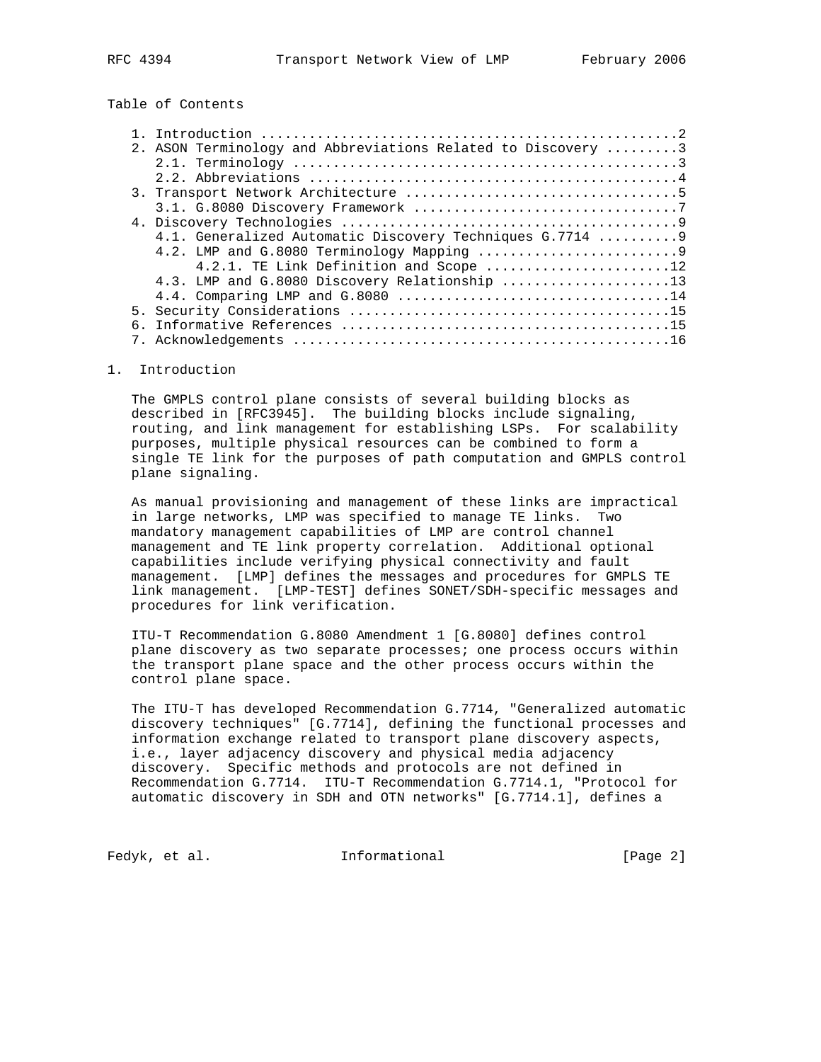Table of Contents

1. Introduction ....................................................2
2. ASON Terminology and Abbreviations Related to Discovery .........3
   2.1. Terminology ................................................3
   2.2. Abbreviations ..............................................4
3. Transport Network Architecture ..................................5
   3.1. G.8080 Discovery Framework .................................7
4. Discovery Technologies ..........................................9
   4.1. Generalized Automatic Discovery Techniques G.7714 ..........9
   4.2. LMP and G.8080 Terminology Mapping .........................9
        4.2.1. TE Link Definition and Scope .......................12
   4.3. LMP and G.8080 Discovery Relationship .....................13
   4.4. Comparing LMP and G.8080 ..................................14
5. Security Considerations ........................................15
6. Informative References .........................................15
7. Acknowledgements ...............................................16

# 1. Introduction

The GMPLS control plane consists of several building blocks as described in [RFC3945]. The building blocks include signaling, routing, and link management for establishing LSPs. For scalability purposes, multiple physical resources can be combined to form a single TE link for the purposes of path computation and GMPLS control plane signaling.

As manual provisioning and management of these links are impractical in large networks, LMP was specified to manage TE links. Two mandatory management capabilities of LMP are control channel management and TE link property correlation. Additional optional capabilities include verifying physical connectivity and fault management. [LMP] defines the messages and procedures for GMPLS TE link management. [LMP-TEST] defines SONET/SDH-specific messages and procedures for link verification.

ITU-T Recommendation G.8080 Amendment 1 [G.8080] defines control plane discovery as two separate processes; one process occurs within the transport plane space and the other process occurs within the control plane space.

The ITU-T has developed Recommendation G.7714, "Generalized automatic discovery techniques" [G.7714], defining the functional processes and information exchange related to transport plane discovery aspects, i.e., layer adjacency discovery and physical media adjacency discovery. Specific methods and protocols are not defined in Recommendation G.7714. ITU-T Recommendation G.7714.1, "Protocol for automatic discovery in SDH and OTN networks" [G.7714.1], defines a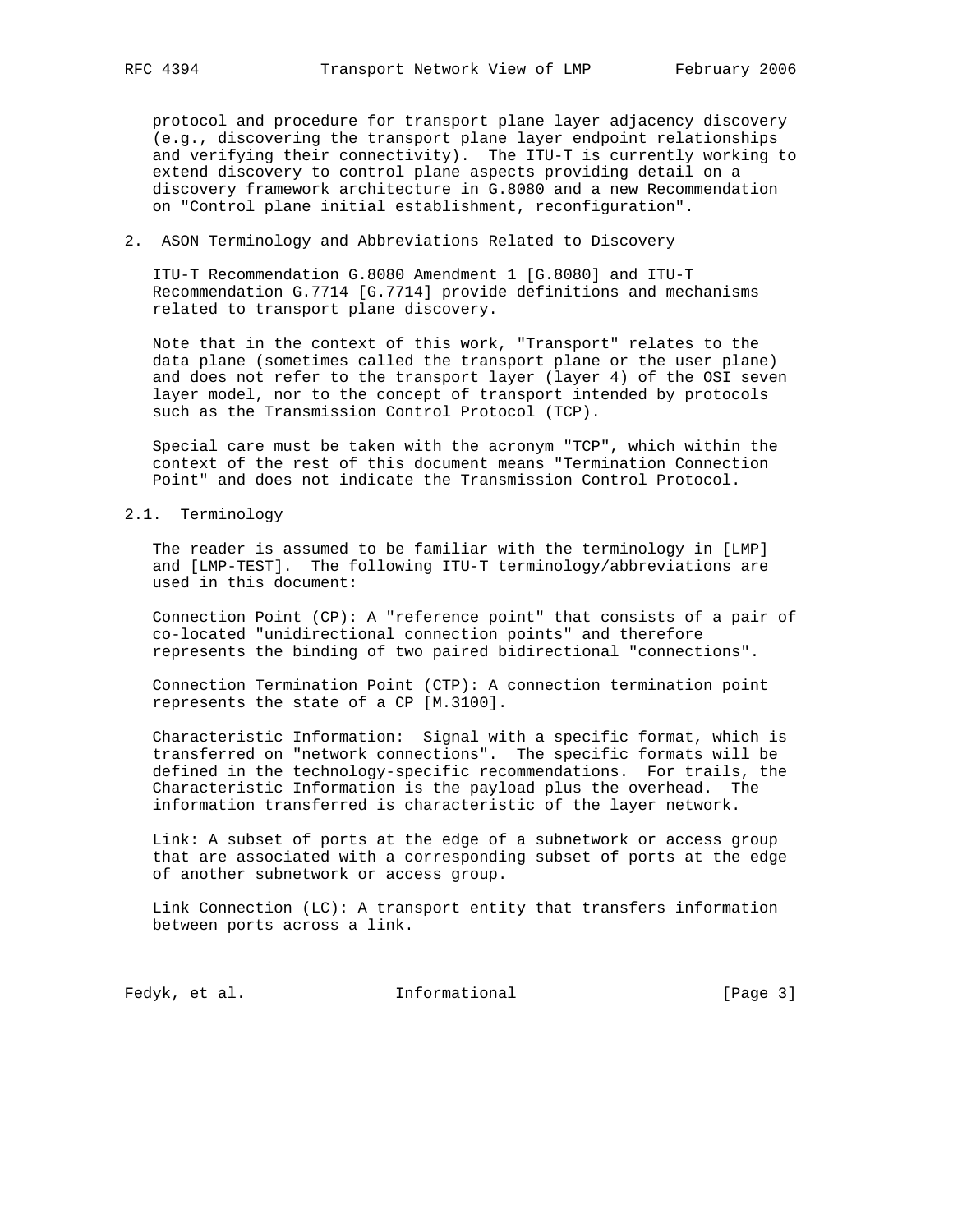protocol and procedure for transport plane layer adjacency discovery (e.g., discovering the transport plane layer endpoint relationships and verifying their connectivity). The ITU-T is currently working to extend discovery to control plane aspects providing detail on a discovery framework architecture in G.8080 and a new Recommendation on "Control plane initial establishment, reconfiguration".

## 2. ASON Terminology and Abbreviations Related to Discovery

ITU-T Recommendation G.8080 Amendment 1 [G.8080] and ITU-T Recommendation G.7714 [G.7714] provide definitions and mechanisms related to transport plane discovery.

Note that in the context of this work, "Transport" relates to the data plane (sometimes called the transport plane or the user plane) and does not refer to the transport layer (layer 4) of the OSI seven layer model, nor to the concept of transport intended by protocols such as the Transmission Control Protocol (TCP).

Special care must be taken with the acronym "TCP", which within the context of the rest of this document means "Termination Connection Point" and does not indicate the Transmission Control Protocol.

### 2.1. Terminology

The reader is assumed to be familiar with the terminology in [LMP] and [LMP-TEST]. The following ITU-T terminology/abbreviations are used in this document:

Connection Point (CP): A "reference point" that consists of a pair of co-located "unidirectional connection points" and therefore represents the binding of two paired bidirectional "connections".

Connection Termination Point (CTP): A connection termination point represents the state of a CP [M.3100].

Characteristic Information: Signal with a specific format, which is transferred on "network connections". The specific formats will be defined in the technology-specific recommendations. For trails, the Characteristic Information is the payload plus the overhead. The information transferred is characteristic of the layer network.

Link: A subset of ports at the edge of a subnetwork or access group that are associated with a corresponding subset of ports at the edge of another subnetwork or access group.

Link Connection (LC): A transport entity that transfers information between ports across a link.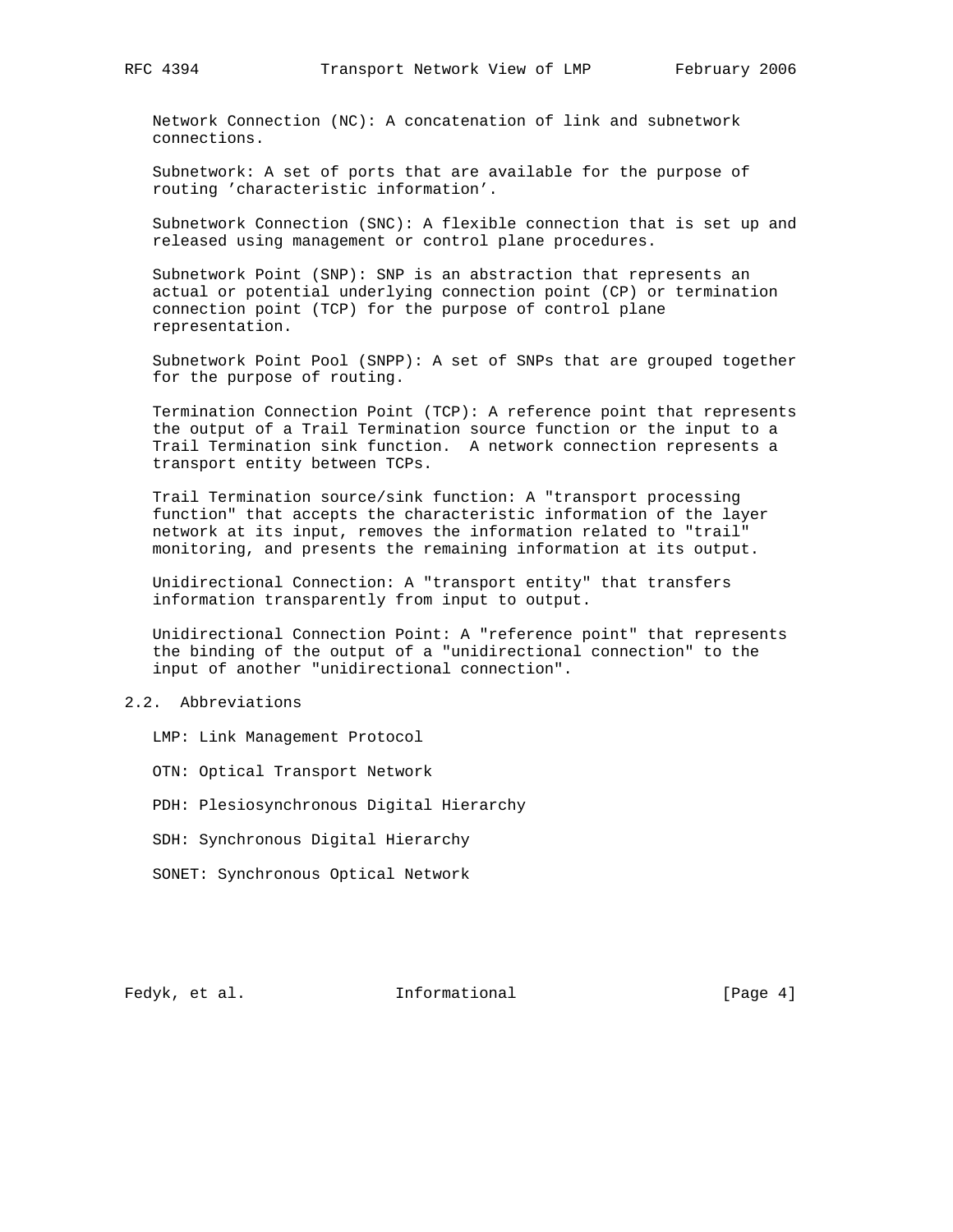Network Connection (NC): A concatenation of link and subnetwork connections.

Subnetwork: A set of ports that are available for the purpose of routing 'characteristic information'.

Subnetwork Connection (SNC): A flexible connection that is set up and released using management or control plane procedures.

Subnetwork Point (SNP): SNP is an abstraction that represents an actual or potential underlying connection point (CP) or termination connection point (TCP) for the purpose of control plane representation.

Subnetwork Point Pool (SNPP): A set of SNPs that are grouped together for the purpose of routing.

Termination Connection Point (TCP): A reference point that represents the output of a Trail Termination source function or the input to a Trail Termination sink function. A network connection represents a transport entity between TCPs.

Trail Termination source/sink function: A "transport processing function" that accepts the characteristic information of the layer network at its input, removes the information related to "trail" monitoring, and presents the remaining information at its output.

Unidirectional Connection: A "transport entity" that transfers information transparently from input to output.

Unidirectional Connection Point: A "reference point" that represents the binding of the output of a "unidirectional connection" to the input of another "unidirectional connection".

## 2.2. Abbreviations

LMP: Link Management Protocol

OTN: Optical Transport Network

PDH: Plesiosynchronous Digital Hierarchy

SDH: Synchronous Digital Hierarchy

SONET: Synchronous Optical Network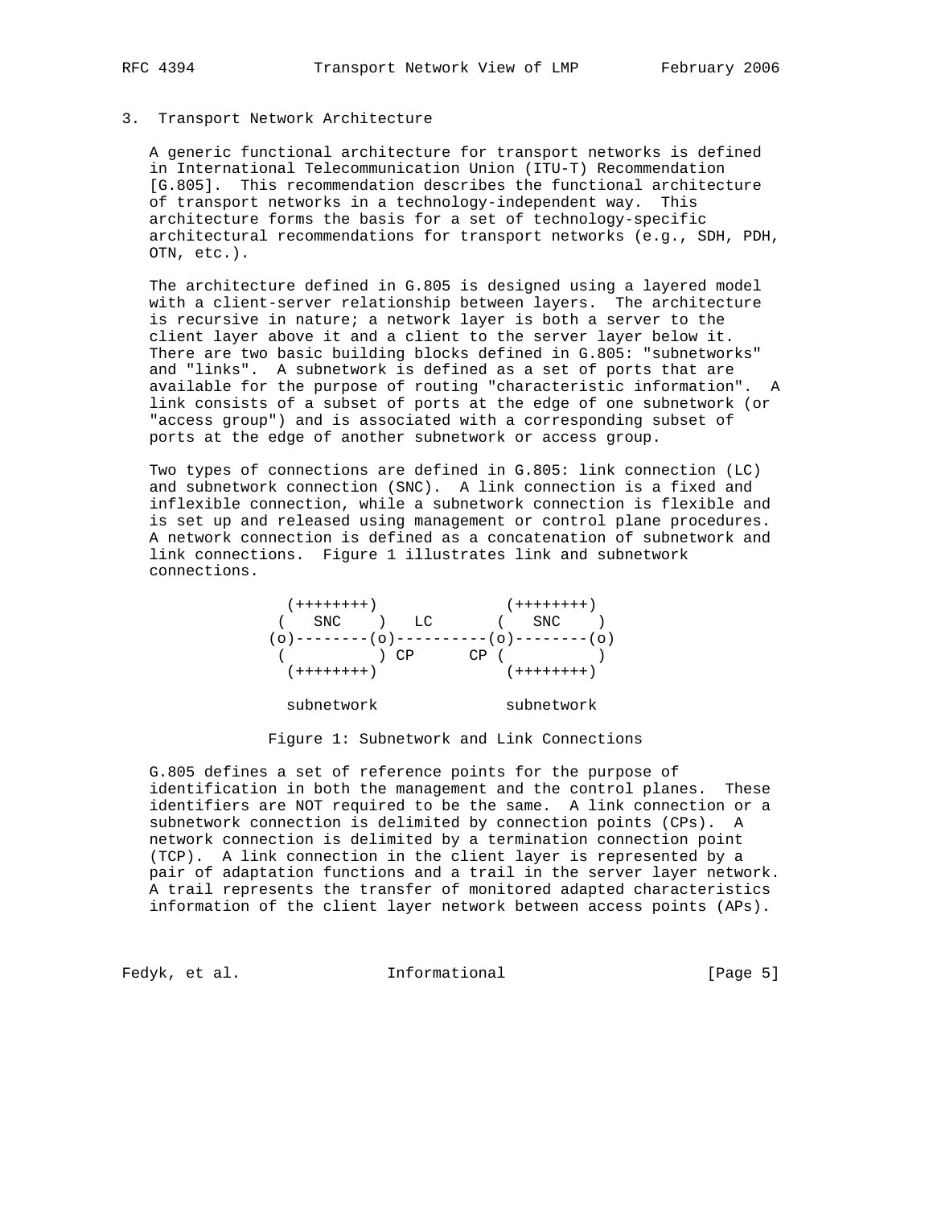## 3. Transport Network Architecture

A generic functional architecture for transport networks is defined in International Telecommunication Union (ITU-T) Recommendation [G.805]. This recommendation describes the functional architecture of transport networks in a technology-independent way. This architecture forms the basis for a set of technology-specific architectural recommendations for transport networks (e.g., SDH, PDH, OTN, etc.).

The architecture defined in G.805 is designed using a layered model with a client-server relationship between layers. The architecture is recursive in nature; a network layer is both a server to the client layer above it and a client to the server layer below it. There are two basic building blocks defined in G.805: "subnetworks" and "links". A subnetwork is defined as a set of ports that are available for the purpose of routing "characteristic information". A link consists of a subset of ports at the edge of one subnetwork (or "access group") and is associated with a corresponding subset of ports at the edge of another subnetwork or access group.

Two types of connections are defined in G.805: link connection (LC) and subnetwork connection (SNC). A link connection is a fixed and inflexible connection, while a subnetwork connection is flexible and is set up and released using management or control plane procedures. A network connection is defined as a concatenation of subnetwork and link connections. Figure 1 illustrates link and subnetwork connections.

```
             (++++++++)              (++++++++)
            (   SNC    )   LC       (   SNC    )
           (o)--------(o)----------(o)--------(o)
            (          ) CP      CP (          )
             (++++++++)              (++++++++)

             subnetwork              subnetwork
```

Figure 1: Subnetwork and Link Connections

G.805 defines a set of reference points for the purpose of identification in both the management and the control planes. These identifiers are NOT required to be the same. A link connection or a subnetwork connection is delimited by connection points (CPs). A network connection is delimited by a termination connection point (TCP). A link connection in the client layer is represented by a pair of adaptation functions and a trail in the server layer network. A trail represents the transfer of monitored adapted characteristics information of the client layer network between access points (APs).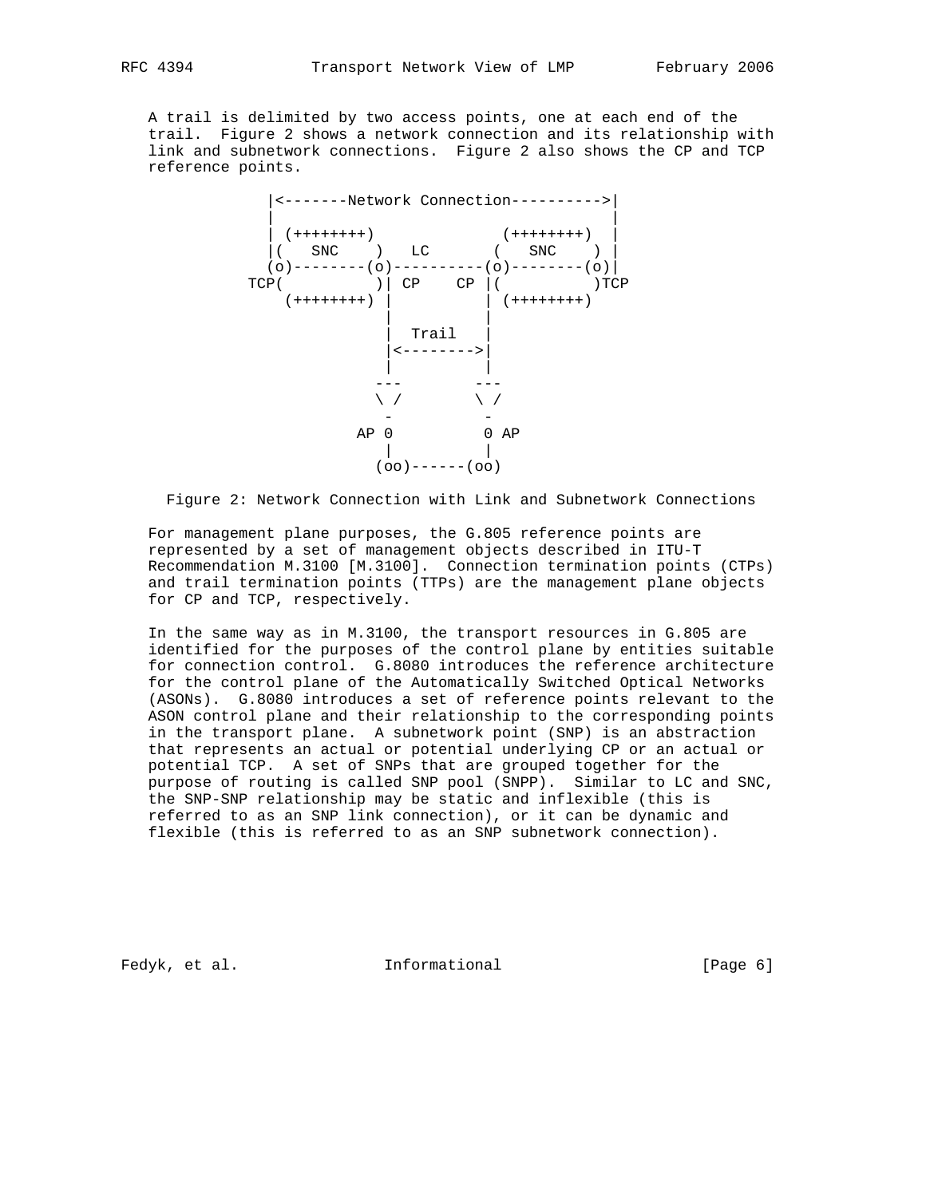A trail is delimited by two access points, one at each end of the trail. Figure 2 shows a network connection and its relationship with link and subnetwork connections. Figure 2 also shows the CP and TCP reference points.

```
          |<-------Network Connection---------->|
          |                                     |
          | (++++++++)              (++++++++)  |
          |(   SNC    )   LC       (   SNC    ) |
          (o)--------(o)----------(o)--------(o)|
       TCP(          )| CP    CP |(          )TCP
            (++++++++) |          | (++++++++)
                       |          |
                       |  Trail   |
                       |<-------->|
                       |          |
                      ---        ---
                      \ /        \ /
                       -          -
                    AP 0          0 AP
                       |          |
                      (oo)------(oo)
```

Figure 2: Network Connection with Link and Subnetwork Connections

For management plane purposes, the G.805 reference points are represented by a set of management objects described in ITU-T Recommendation M.3100 [M.3100]. Connection termination points (CTPs) and trail termination points (TTPs) are the management plane objects for CP and TCP, respectively.

In the same way as in M.3100, the transport resources in G.805 are identified for the purposes of the control plane by entities suitable for connection control. G.8080 introduces the reference architecture for the control plane of the Automatically Switched Optical Networks (ASONs). G.8080 introduces a set of reference points relevant to the ASON control plane and their relationship to the corresponding points in the transport plane. A subnetwork point (SNP) is an abstraction that represents an actual or potential underlying CP or an actual or potential TCP. A set of SNPs that are grouped together for the purpose of routing is called SNP pool (SNPP). Similar to LC and SNC, the SNP-SNP relationship may be static and inflexible (this is referred to as an SNP link connection), or it can be dynamic and flexible (this is referred to as an SNP subnetwork connection).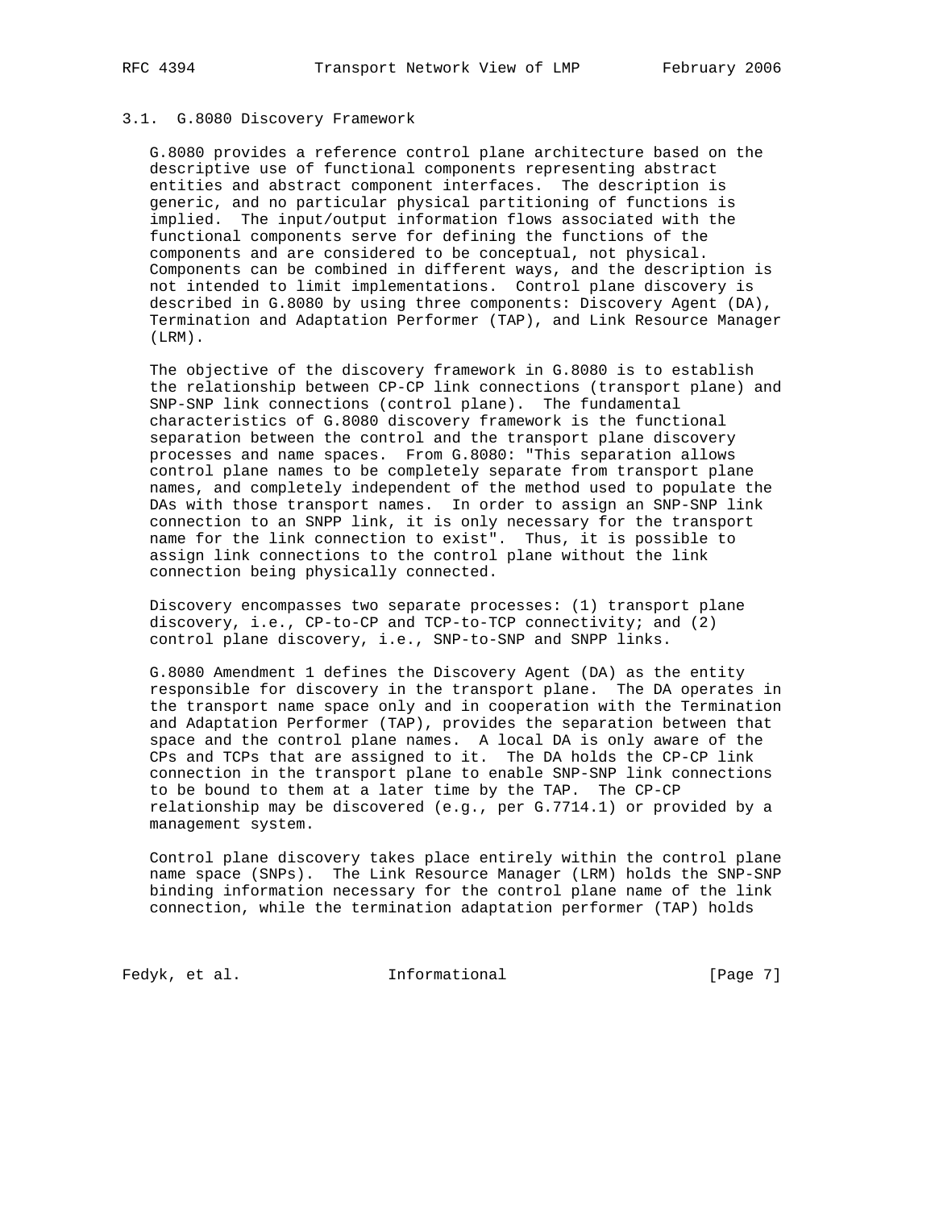### 3.1. G.8080 Discovery Framework

G.8080 provides a reference control plane architecture based on the descriptive use of functional components representing abstract entities and abstract component interfaces. The description is generic, and no particular physical partitioning of functions is implied. The input/output information flows associated with the functional components serve for defining the functions of the components and are considered to be conceptual, not physical. Components can be combined in different ways, and the description is not intended to limit implementations. Control plane discovery is described in G.8080 by using three components: Discovery Agent (DA), Termination and Adaptation Performer (TAP), and Link Resource Manager (LRM).

The objective of the discovery framework in G.8080 is to establish the relationship between CP-CP link connections (transport plane) and SNP-SNP link connections (control plane). The fundamental characteristics of G.8080 discovery framework is the functional separation between the control and the transport plane discovery processes and name spaces. From G.8080: "This separation allows control plane names to be completely separate from transport plane names, and completely independent of the method used to populate the DAs with those transport names. In order to assign an SNP-SNP link connection to an SNPP link, it is only necessary for the transport name for the link connection to exist". Thus, it is possible to assign link connections to the control plane without the link connection being physically connected.

Discovery encompasses two separate processes: (1) transport plane discovery, i.e., CP-to-CP and TCP-to-TCP connectivity; and (2) control plane discovery, i.e., SNP-to-SNP and SNPP links.

G.8080 Amendment 1 defines the Discovery Agent (DA) as the entity responsible for discovery in the transport plane. The DA operates in the transport name space only and in cooperation with the Termination and Adaptation Performer (TAP), provides the separation between that space and the control plane names. A local DA is only aware of the CPs and TCPs that are assigned to it. The DA holds the CP-CP link connection in the transport plane to enable SNP-SNP link connections to be bound to them at a later time by the TAP. The CP-CP relationship may be discovered (e.g., per G.7714.1) or provided by a management system.

Control plane discovery takes place entirely within the control plane name space (SNPs). The Link Resource Manager (LRM) holds the SNP-SNP binding information necessary for the control plane name of the link connection, while the termination adaptation performer (TAP) holds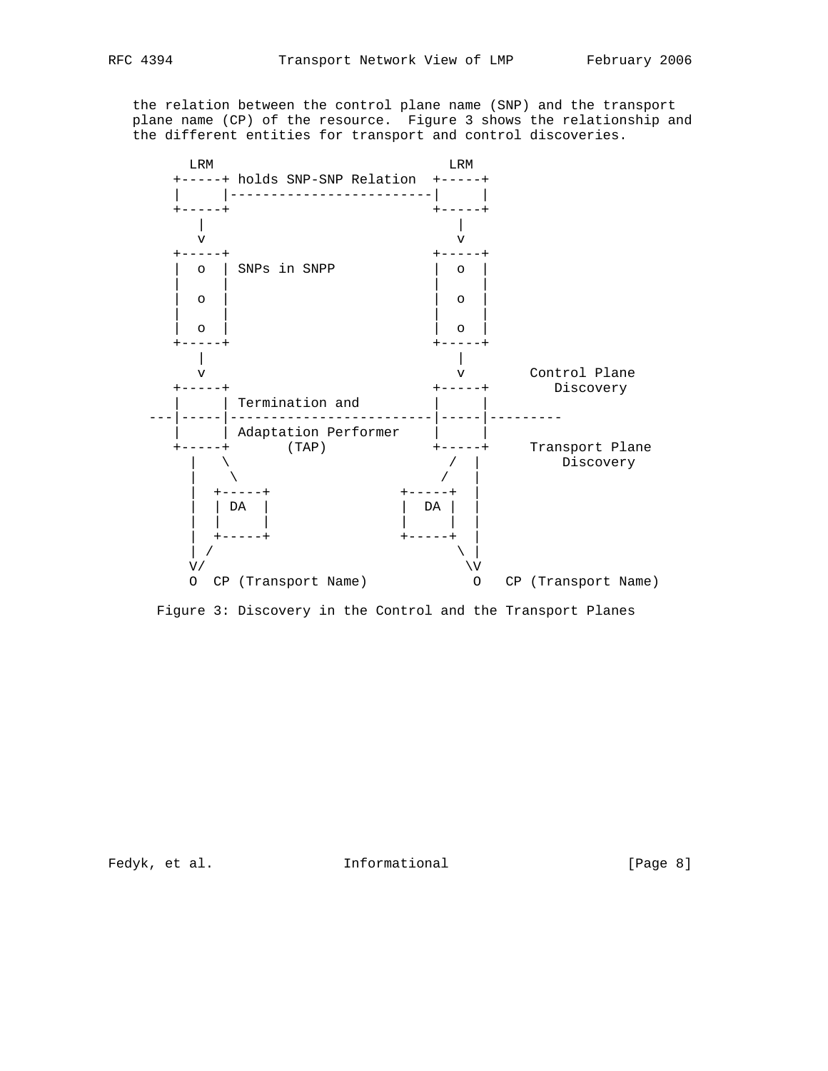the relation between the control plane name (SNP) and the transport plane name (CP) of the resource. Figure 3 shows the relationship and the different entities for transport and control discoveries.

```
        LRM                               LRM
      +-----+ holds SNP-SNP Relation  +-----+
      |     |-------------------------|     |
      +-----+                         +-----+
         |                               |
         v                               v
      +-----+                         +-----+
      |  o  | SNPs in SNPP            |  o  |
      |     |                         |     |
      |  o  |                         |  o  |
      |     |                         |     |
      |  o  |                         |  o  |
      +-----+                         +-----+
         |                               |
         v                               v       Control Plane
      +-----+                         +-----+       Discovery
      |     | Termination and         |     |
   ---|-----|-------------------------|-----|---------
      |     | Adaptation Performer    |     |
      +-----+       (TAP)             +-----+     Transport Plane
        |   \                           /  |         Discovery
        |    \                         /   |
        |  +-----+               +-----+   |
        |  | DA  |               |  DA |   |
        |  |     |               |     |   |
        |  +-----+               +-----+   |
        | /                              \ |
        V/                                \V
        O  CP (Transport Name)             O   CP (Transport Name)
```

Figure 3: Discovery in the Control and the Transport Planes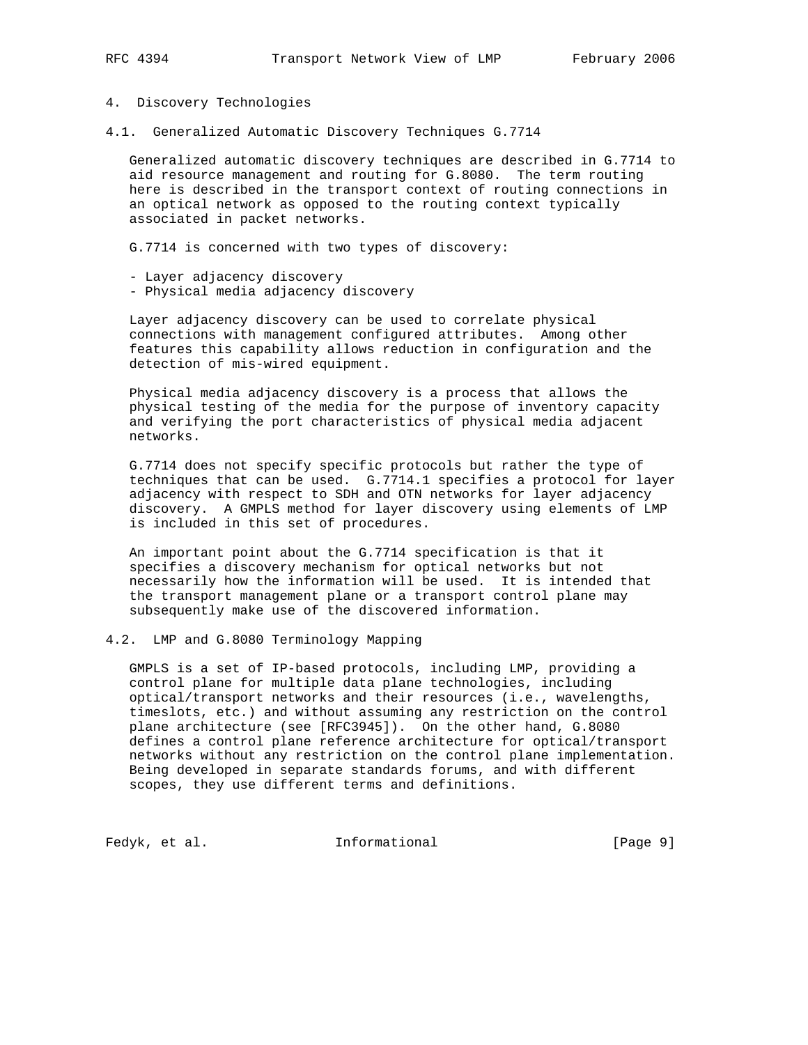# 4. Discovery Technologies

## 4.1. Generalized Automatic Discovery Techniques G.7714

Generalized automatic discovery techniques are described in G.7714 to aid resource management and routing for G.8080. The term routing here is described in the transport context of routing connections in an optical network as opposed to the routing context typically associated in packet networks.

G.7714 is concerned with two types of discovery:

- Layer adjacency discovery
- Physical media adjacency discovery

Layer adjacency discovery can be used to correlate physical connections with management configured attributes. Among other features this capability allows reduction in configuration and the detection of mis-wired equipment.

Physical media adjacency discovery is a process that allows the physical testing of the media for the purpose of inventory capacity and verifying the port characteristics of physical media adjacent networks.

G.7714 does not specify specific protocols but rather the type of techniques that can be used. G.7714.1 specifies a protocol for layer adjacency with respect to SDH and OTN networks for layer adjacency discovery. A GMPLS method for layer discovery using elements of LMP is included in this set of procedures.

An important point about the G.7714 specification is that it specifies a discovery mechanism for optical networks but not necessarily how the information will be used. It is intended that the transport management plane or a transport control plane may subsequently make use of the discovered information.

## 4.2. LMP and G.8080 Terminology Mapping

GMPLS is a set of IP-based protocols, including LMP, providing a control plane for multiple data plane technologies, including optical/transport networks and their resources (i.e., wavelengths, timeslots, etc.) and without assuming any restriction on the control plane architecture (see [RFC3945]). On the other hand, G.8080 defines a control plane reference architecture for optical/transport networks without any restriction on the control plane implementation. Being developed in separate standards forums, and with different scopes, they use different terms and definitions.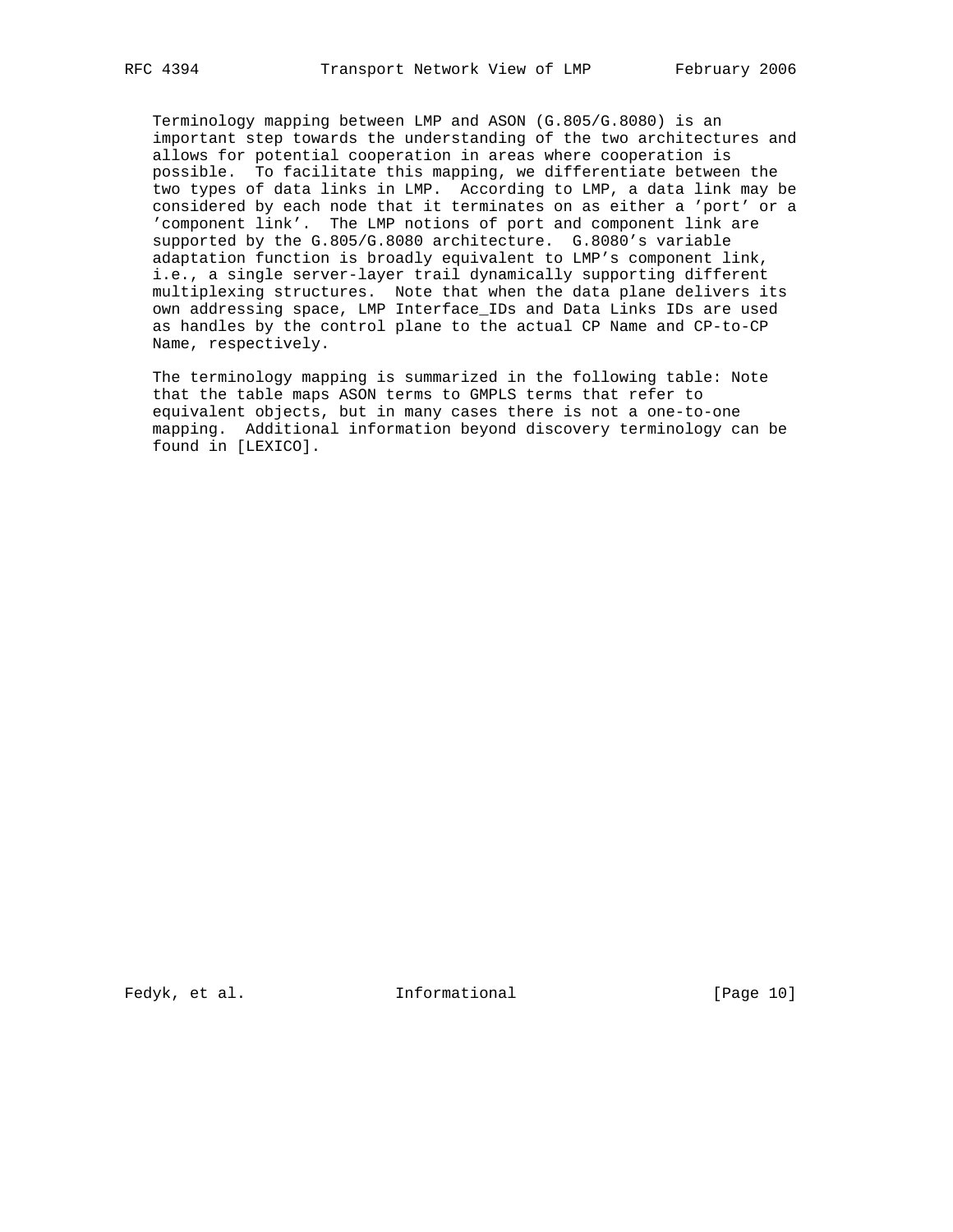Terminology mapping between LMP and ASON (G.805/G.8080) is an important step towards the understanding of the two architectures and allows for potential cooperation in areas where cooperation is possible. To facilitate this mapping, we differentiate between the two types of data links in LMP. According to LMP, a data link may be considered by each node that it terminates on as either a 'port' or a 'component link'. The LMP notions of port and component link are supported by the G.805/G.8080 architecture. G.8080's variable adaptation function is broadly equivalent to LMP's component link, i.e., a single server-layer trail dynamically supporting different multiplexing structures. Note that when the data plane delivers its own addressing space, LMP Interface_IDs and Data Links IDs are used as handles by the control plane to the actual CP Name and CP-to-CP Name, respectively.

The terminology mapping is summarized in the following table: Note that the table maps ASON terms to GMPLS terms that refer to equivalent objects, but in many cases there is not a one-to-one mapping. Additional information beyond discovery terminology can be found in [LEXICO].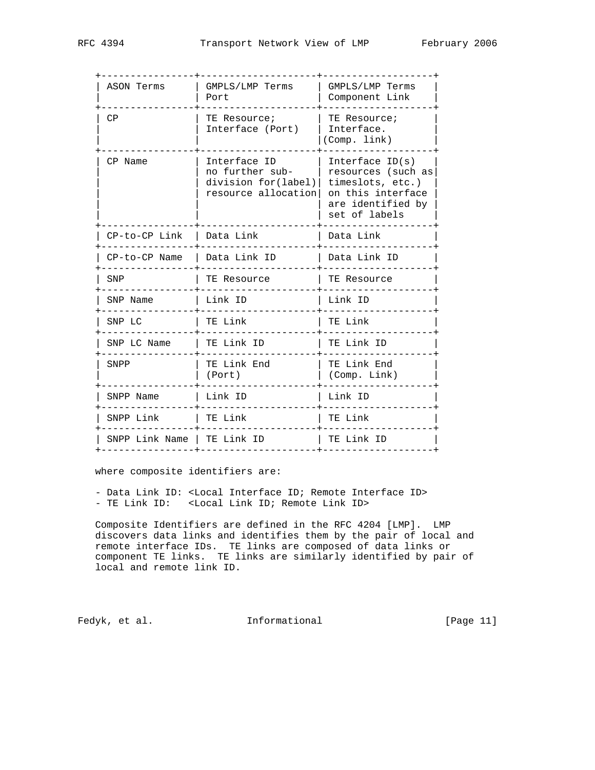| ASON Terms | GMPLS/LMP Terms Port | GMPLS/LMP Terms Component Link |
|---|---|---|
| CP | TE Resource; Interface (Port) | TE Resource; Interface. (Comp. link) |
| CP Name | Interface ID no further sub- division for(label) resource allocation | Interface ID(s) resources (such as timeslots, etc.) on this interface are identified by set of labels |
| CP-to-CP Link | Data Link | Data Link |
| CP-to-CP Name | Data Link ID | Data Link ID |
| SNP | TE Resource | TE Resource |
| SNP Name | Link ID | Link ID |
| SNP LC | TE Link | TE Link |
| SNP LC Name | TE Link ID | TE Link ID |
| SNPP | TE Link End (Port) | TE Link End (Comp. Link) |
| SNPP Name | Link ID | Link ID |
| SNPP Link | TE Link | TE Link |
| SNPP Link Name | TE Link ID | TE Link ID |

where composite identifiers are:

- Data Link ID: <Local Interface ID; Remote Interface ID>
- TE Link ID: <Local Link ID; Remote Link ID>

Composite Identifiers are defined in the RFC 4204 [LMP]. LMP discovers data links and identifies them by the pair of local and remote interface IDs. TE links are composed of data links or component TE links. TE links are similarly identified by pair of local and remote link ID.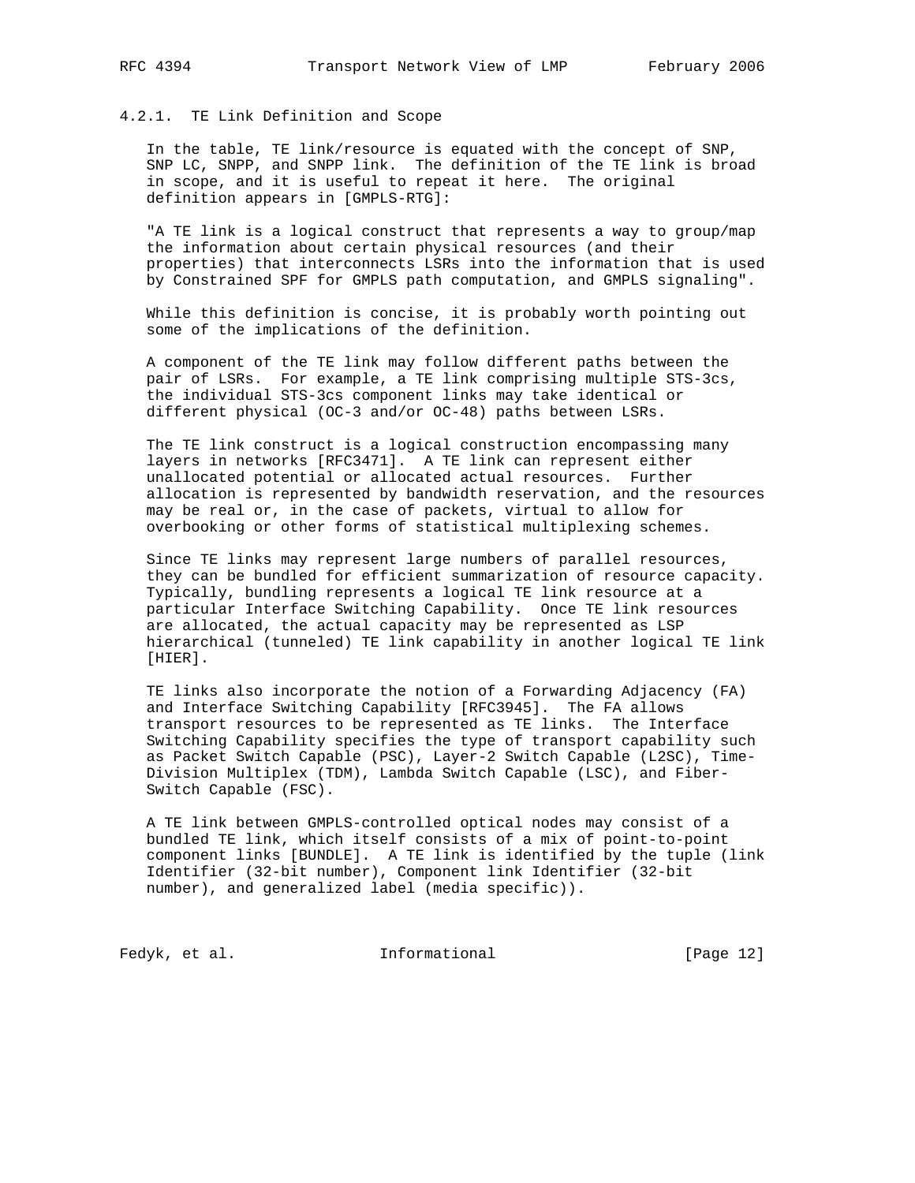### 4.2.1. TE Link Definition and Scope

In the table, TE link/resource is equated with the concept of SNP, SNP LC, SNPP, and SNPP link. The definition of the TE link is broad in scope, and it is useful to repeat it here. The original definition appears in [GMPLS-RTG]:

"A TE link is a logical construct that represents a way to group/map the information about certain physical resources (and their properties) that interconnects LSRs into the information that is used by Constrained SPF for GMPLS path computation, and GMPLS signaling".

While this definition is concise, it is probably worth pointing out some of the implications of the definition.

A component of the TE link may follow different paths between the pair of LSRs. For example, a TE link comprising multiple STS-3cs, the individual STS-3cs component links may take identical or different physical (OC-3 and/or OC-48) paths between LSRs.

The TE link construct is a logical construction encompassing many layers in networks [RFC3471]. A TE link can represent either unallocated potential or allocated actual resources. Further allocation is represented by bandwidth reservation, and the resources may be real or, in the case of packets, virtual to allow for overbooking or other forms of statistical multiplexing schemes.

Since TE links may represent large numbers of parallel resources, they can be bundled for efficient summarization of resource capacity. Typically, bundling represents a logical TE link resource at a particular Interface Switching Capability. Once TE link resources are allocated, the actual capacity may be represented as LSP hierarchical (tunneled) TE link capability in another logical TE link [HIER].

TE links also incorporate the notion of a Forwarding Adjacency (FA) and Interface Switching Capability [RFC3945]. The FA allows transport resources to be represented as TE links. The Interface Switching Capability specifies the type of transport capability such as Packet Switch Capable (PSC), Layer-2 Switch Capable (L2SC), Time-Division Multiplex (TDM), Lambda Switch Capable (LSC), and Fiber-Switch Capable (FSC).

A TE link between GMPLS-controlled optical nodes may consist of a bundled TE link, which itself consists of a mix of point-to-point component links [BUNDLE]. A TE link is identified by the tuple (link Identifier (32-bit number), Component link Identifier (32-bit number), and generalized label (media specific)).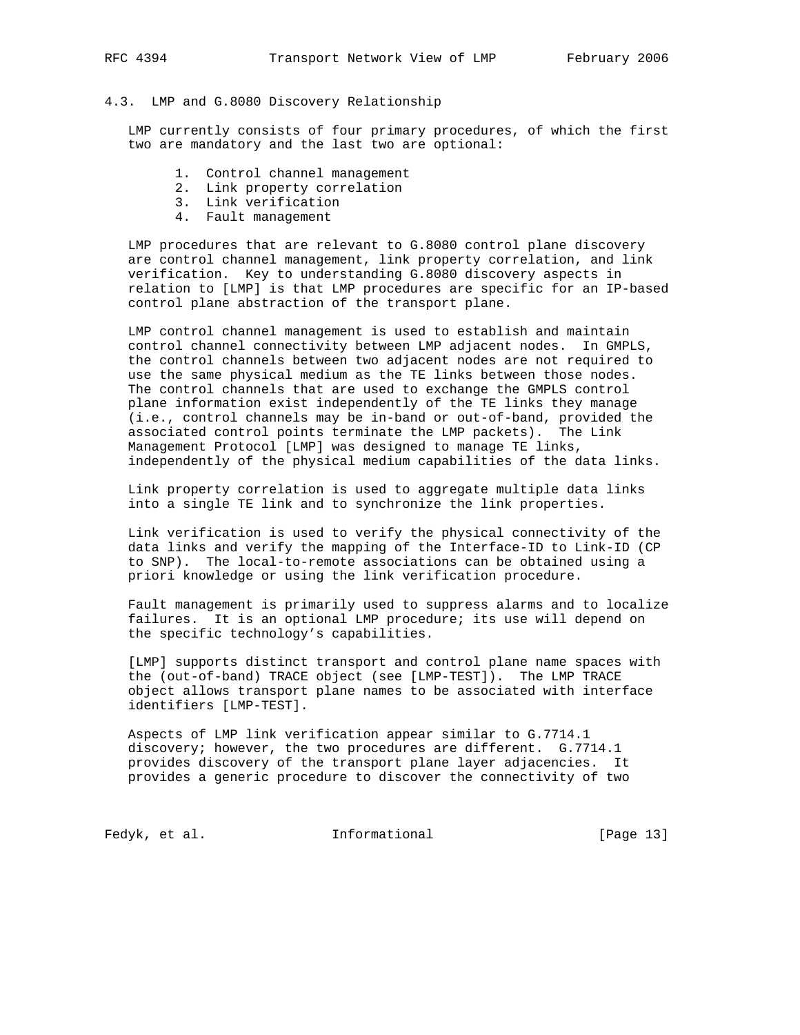### 4.3. LMP and G.8080 Discovery Relationship

LMP currently consists of four primary procedures, of which the first two are mandatory and the last two are optional:

1. Control channel management
2. Link property correlation
3. Link verification
4. Fault management

LMP procedures that are relevant to G.8080 control plane discovery are control channel management, link property correlation, and link verification. Key to understanding G.8080 discovery aspects in relation to [LMP] is that LMP procedures are specific for an IP-based control plane abstraction of the transport plane.

LMP control channel management is used to establish and maintain control channel connectivity between LMP adjacent nodes. In GMPLS, the control channels between two adjacent nodes are not required to use the same physical medium as the TE links between those nodes. The control channels that are used to exchange the GMPLS control plane information exist independently of the TE links they manage (i.e., control channels may be in-band or out-of-band, provided the associated control points terminate the LMP packets). The Link Management Protocol [LMP] was designed to manage TE links, independently of the physical medium capabilities of the data links.

Link property correlation is used to aggregate multiple data links into a single TE link and to synchronize the link properties.

Link verification is used to verify the physical connectivity of the data links and verify the mapping of the Interface-ID to Link-ID (CP to SNP). The local-to-remote associations can be obtained using a priori knowledge or using the link verification procedure.

Fault management is primarily used to suppress alarms and to localize failures. It is an optional LMP procedure; its use will depend on the specific technology's capabilities.

[LMP] supports distinct transport and control plane name spaces with the (out-of-band) TRACE object (see [LMP-TEST]). The LMP TRACE object allows transport plane names to be associated with interface identifiers [LMP-TEST].

Aspects of LMP link verification appear similar to G.7714.1 discovery; however, the two procedures are different. G.7714.1 provides discovery of the transport plane layer adjacencies. It provides a generic procedure to discover the connectivity of two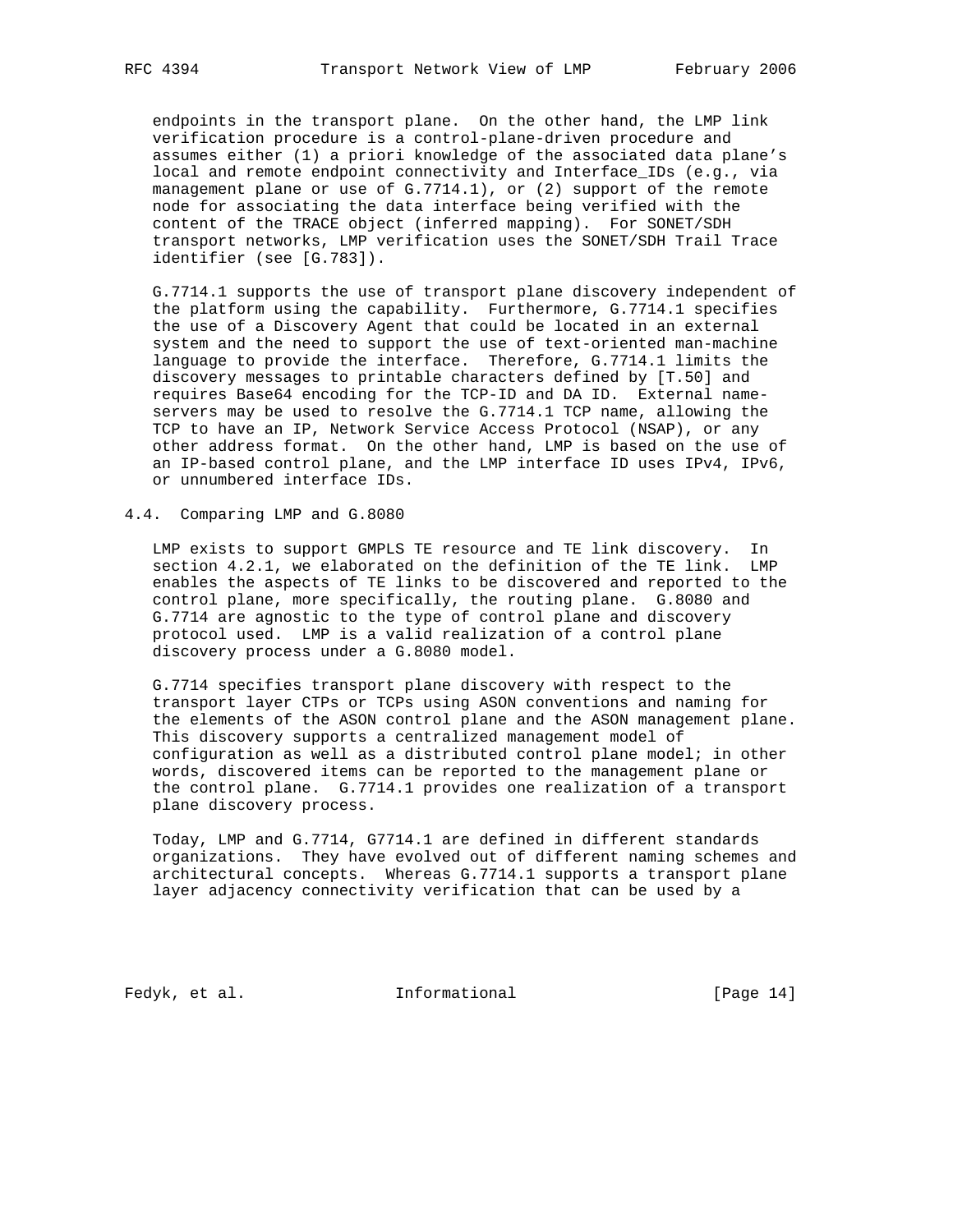endpoints in the transport plane. On the other hand, the LMP link verification procedure is a control-plane-driven procedure and assumes either (1) a priori knowledge of the associated data plane's local and remote endpoint connectivity and Interface_IDs (e.g., via management plane or use of G.7714.1), or (2) support of the remote node for associating the data interface being verified with the content of the TRACE object (inferred mapping). For SONET/SDH transport networks, LMP verification uses the SONET/SDH Trail Trace identifier (see [G.783]).

G.7714.1 supports the use of transport plane discovery independent of the platform using the capability. Furthermore, G.7714.1 specifies the use of a Discovery Agent that could be located in an external system and the need to support the use of text-oriented man-machine language to provide the interface. Therefore, G.7714.1 limits the discovery messages to printable characters defined by [T.50] and requires Base64 encoding for the TCP-ID and DA ID. External name-servers may be used to resolve the G.7714.1 TCP name, allowing the TCP to have an IP, Network Service Access Protocol (NSAP), or any other address format. On the other hand, LMP is based on the use of an IP-based control plane, and the LMP interface ID uses IPv4, IPv6, or unnumbered interface IDs.

## 4.4. Comparing LMP and G.8080

LMP exists to support GMPLS TE resource and TE link discovery. In section 4.2.1, we elaborated on the definition of the TE link. LMP enables the aspects of TE links to be discovered and reported to the control plane, more specifically, the routing plane. G.8080 and G.7714 are agnostic to the type of control plane and discovery protocol used. LMP is a valid realization of a control plane discovery process under a G.8080 model.

G.7714 specifies transport plane discovery with respect to the transport layer CTPs or TCPs using ASON conventions and naming for the elements of the ASON control plane and the ASON management plane. This discovery supports a centralized management model of configuration as well as a distributed control plane model; in other words, discovered items can be reported to the management plane or the control plane. G.7714.1 provides one realization of a transport plane discovery process.

Today, LMP and G.7714, G7714.1 are defined in different standards organizations. They have evolved out of different naming schemes and architectural concepts. Whereas G.7714.1 supports a transport plane layer adjacency connectivity verification that can be used by a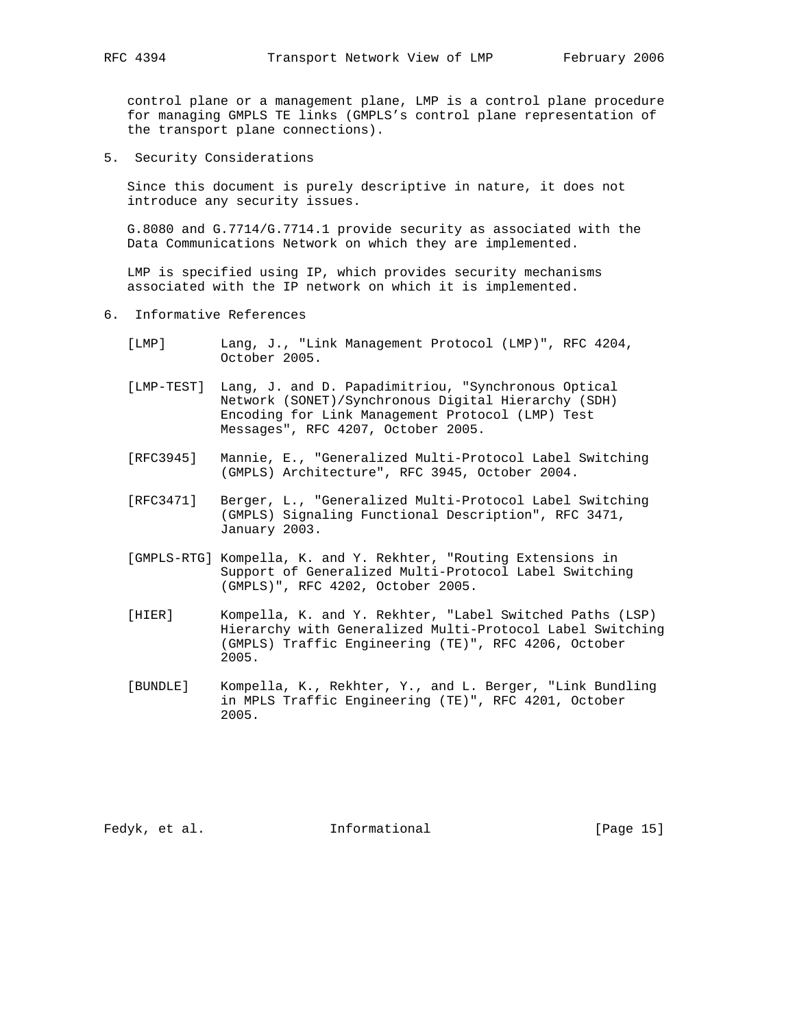control plane or a management plane, LMP is a control plane procedure for managing GMPLS TE links (GMPLS's control plane representation of the transport plane connections).

## 5. Security Considerations

Since this document is purely descriptive in nature, it does not introduce any security issues.

G.8080 and G.7714/G.7714.1 provide security as associated with the Data Communications Network on which they are implemented.

LMP is specified using IP, which provides security mechanisms associated with the IP network on which it is implemented.

## 6. Informative References

[LMP] Lang, J., "Link Management Protocol (LMP)", RFC 4204, October 2005.

[LMP-TEST] Lang, J. and D. Papadimitriou, "Synchronous Optical Network (SONET)/Synchronous Digital Hierarchy (SDH) Encoding for Link Management Protocol (LMP) Test Messages", RFC 4207, October 2005.

[RFC3945] Mannie, E., "Generalized Multi-Protocol Label Switching (GMPLS) Architecture", RFC 3945, October 2004.

[RFC3471] Berger, L., "Generalized Multi-Protocol Label Switching (GMPLS) Signaling Functional Description", RFC 3471, January 2003.

[GMPLS-RTG] Kompella, K. and Y. Rekhter, "Routing Extensions in Support of Generalized Multi-Protocol Label Switching (GMPLS)", RFC 4202, October 2005.

[HIER] Kompella, K. and Y. Rekhter, "Label Switched Paths (LSP) Hierarchy with Generalized Multi-Protocol Label Switching (GMPLS) Traffic Engineering (TE)", RFC 4206, October 2005.

[BUNDLE] Kompella, K., Rekhter, Y., and L. Berger, "Link Bundling in MPLS Traffic Engineering (TE)", RFC 4201, October 2005.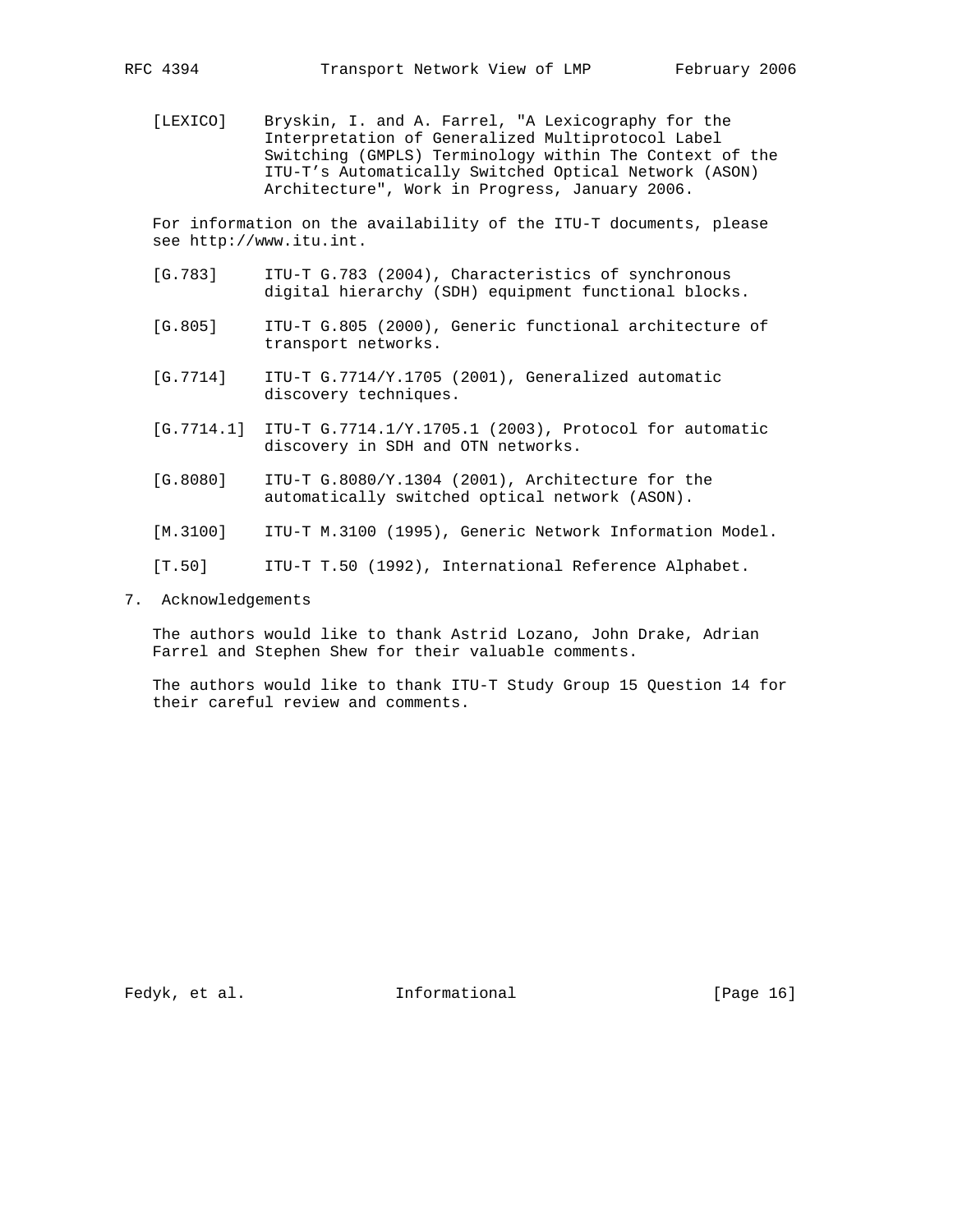[LEXICO] Bryskin, I. and A. Farrel, "A Lexicography for the Interpretation of Generalized Multiprotocol Label Switching (GMPLS) Terminology within The Context of the ITU-T's Automatically Switched Optical Network (ASON) Architecture", Work in Progress, January 2006.

For information on the availability of the ITU-T documents, please see http://www.itu.int.

[G.783] ITU-T G.783 (2004), Characteristics of synchronous digital hierarchy (SDH) equipment functional blocks.

[G.805] ITU-T G.805 (2000), Generic functional architecture of transport networks.

[G.7714] ITU-T G.7714/Y.1705 (2001), Generalized automatic discovery techniques.

[G.7714.1] ITU-T G.7714.1/Y.1705.1 (2003), Protocol for automatic discovery in SDH and OTN networks.

[G.8080] ITU-T G.8080/Y.1304 (2001), Architecture for the automatically switched optical network (ASON).

[M.3100] ITU-T M.3100 (1995), Generic Network Information Model.

[T.50] ITU-T T.50 (1992), International Reference Alphabet.

## 7. Acknowledgements

The authors would like to thank Astrid Lozano, John Drake, Adrian Farrel and Stephen Shew for their valuable comments.

The authors would like to thank ITU-T Study Group 15 Question 14 for their careful review and comments.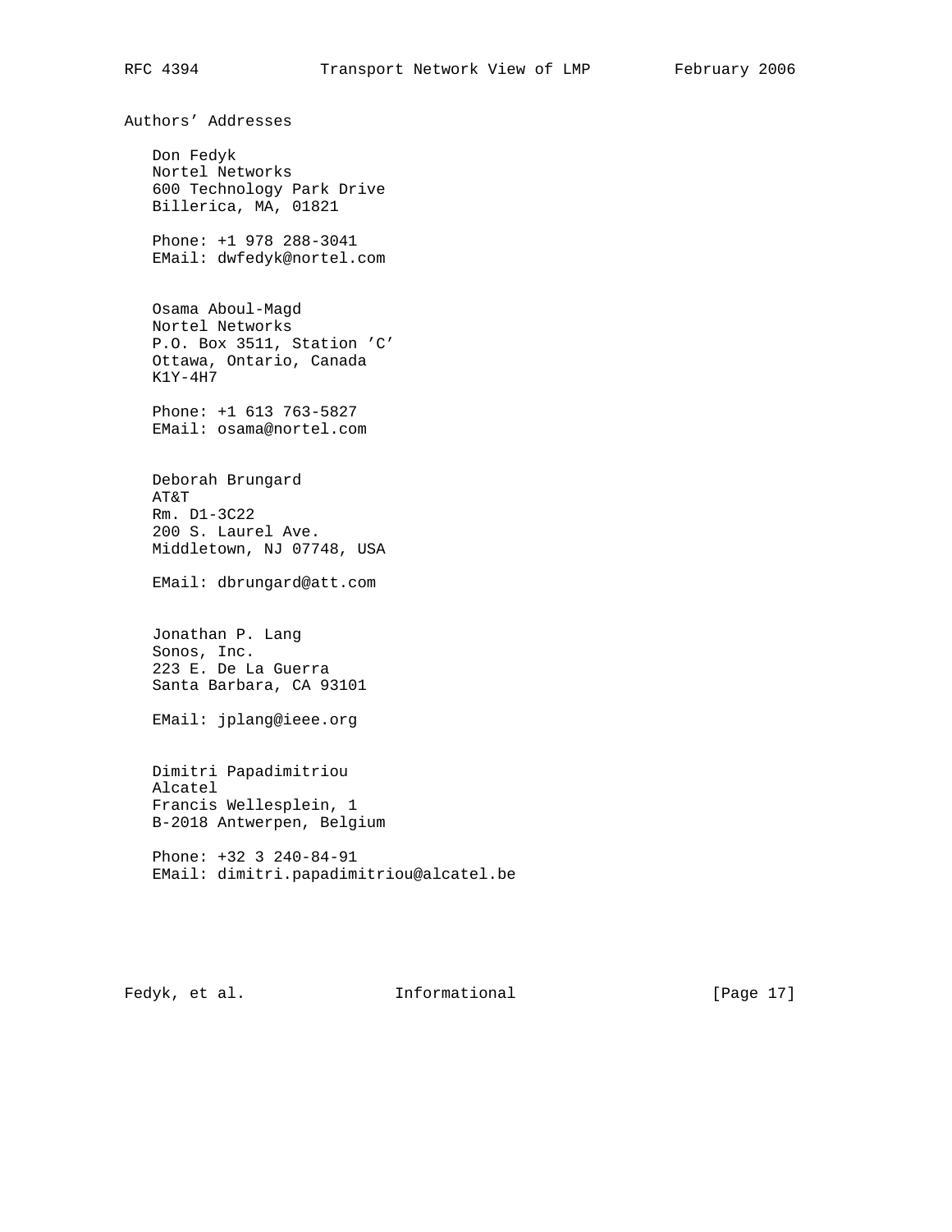## Authors' Addresses

Don Fedyk
Nortel Networks
600 Technology Park Drive
Billerica, MA, 01821

Phone: +1 978 288-3041
EMail: dwfedyk@nortel.com

Osama Aboul-Magd
Nortel Networks
P.O. Box 3511, Station 'C'
Ottawa, Ontario, Canada
K1Y-4H7

Phone: +1 613 763-5827
EMail: osama@nortel.com

Deborah Brungard
AT&T
Rm. D1-3C22
200 S. Laurel Ave.
Middletown, NJ 07748, USA

EMail: dbrungard@att.com

Jonathan P. Lang
Sonos, Inc.
223 E. De La Guerra
Santa Barbara, CA 93101

EMail: jplang@ieee.org

Dimitri Papadimitriou
Alcatel
Francis Wellesplein, 1
B-2018 Antwerpen, Belgium

Phone: +32 3 240-84-91
EMail: dimitri.papadimitriou@alcatel.be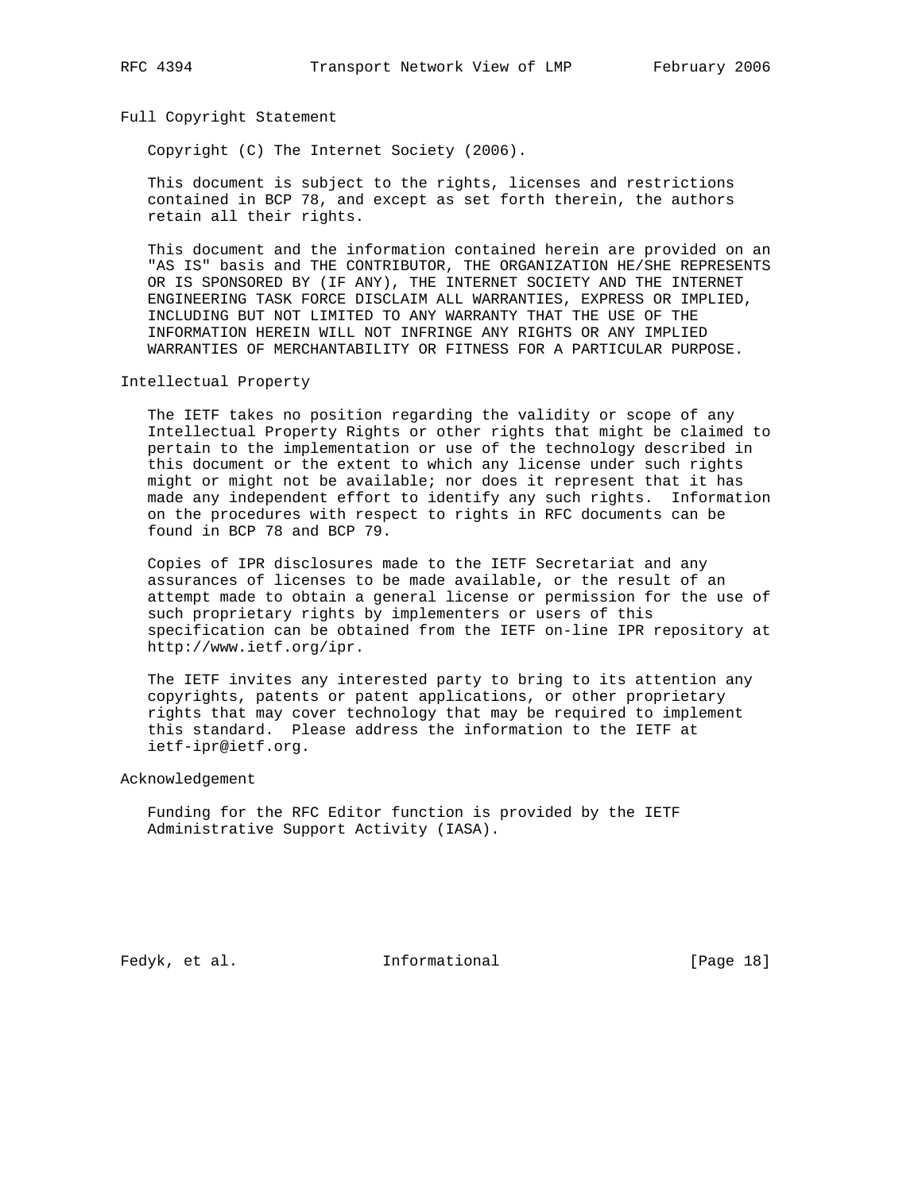## Full Copyright Statement

Copyright (C) The Internet Society (2006).

This document is subject to the rights, licenses and restrictions contained in BCP 78, and except as set forth therein, the authors retain all their rights.

This document and the information contained herein are provided on an "AS IS" basis and THE CONTRIBUTOR, THE ORGANIZATION HE/SHE REPRESENTS OR IS SPONSORED BY (IF ANY), THE INTERNET SOCIETY AND THE INTERNET ENGINEERING TASK FORCE DISCLAIM ALL WARRANTIES, EXPRESS OR IMPLIED, INCLUDING BUT NOT LIMITED TO ANY WARRANTY THAT THE USE OF THE INFORMATION HEREIN WILL NOT INFRINGE ANY RIGHTS OR ANY IMPLIED WARRANTIES OF MERCHANTABILITY OR FITNESS FOR A PARTICULAR PURPOSE.

## Intellectual Property

The IETF takes no position regarding the validity or scope of any Intellectual Property Rights or other rights that might be claimed to pertain to the implementation or use of the technology described in this document or the extent to which any license under such rights might or might not be available; nor does it represent that it has made any independent effort to identify any such rights. Information on the procedures with respect to rights in RFC documents can be found in BCP 78 and BCP 79.

Copies of IPR disclosures made to the IETF Secretariat and any assurances of licenses to be made available, or the result of an attempt made to obtain a general license or permission for the use of such proprietary rights by implementers or users of this specification can be obtained from the IETF on-line IPR repository at http://www.ietf.org/ipr.

The IETF invites any interested party to bring to its attention any copyrights, patents or patent applications, or other proprietary rights that may cover technology that may be required to implement this standard. Please address the information to the IETF at ietf-ipr@ietf.org.

## Acknowledgement

Funding for the RFC Editor function is provided by the IETF Administrative Support Activity (IASA).